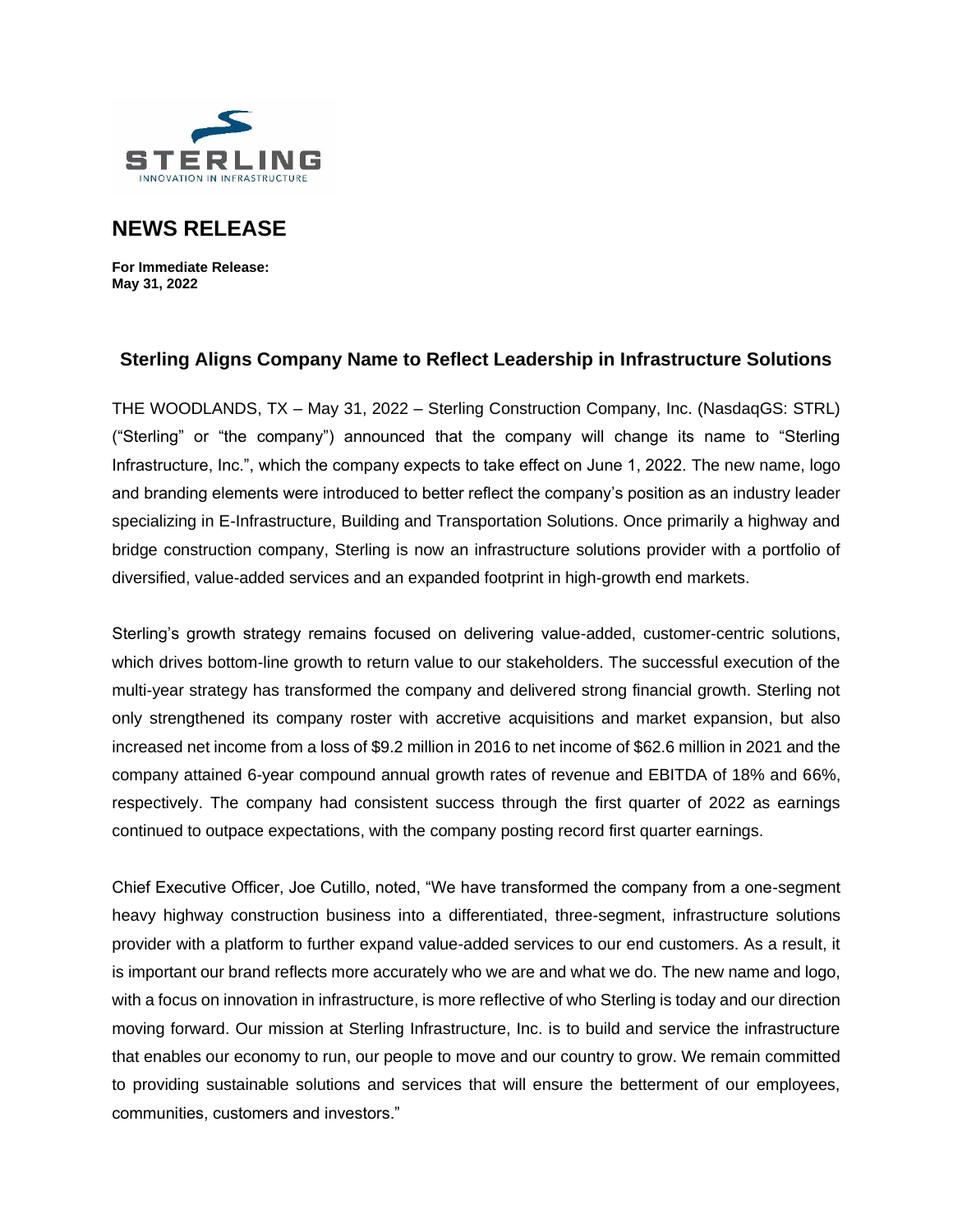STERLING
INNOVATION IN INFRASTRUCTURE

# NEWS RELEASE

**For Immediate Release:**
**May 31, 2022**

## Sterling Aligns Company Name to Reflect Leadership in Infrastructure Solutions

THE WOODLANDS, TX – May 31, 2022 – Sterling Construction Company, Inc. (NasdaqGS: STRL) ("Sterling" or "the company") announced that the company will change its name to "Sterling Infrastructure, Inc.", which the company expects to take effect on June 1, 2022. The new name, logo and branding elements were introduced to better reflect the company's position as an industry leader specializing in E-Infrastructure, Building and Transportation Solutions. Once primarily a highway and bridge construction company, Sterling is now an infrastructure solutions provider with a portfolio of diversified, value-added services and an expanded footprint in high-growth end markets.

Sterling's growth strategy remains focused on delivering value-added, customer-centric solutions, which drives bottom-line growth to return value to our stakeholders. The successful execution of the multi-year strategy has transformed the company and delivered strong financial growth. Sterling not only strengthened its company roster with accretive acquisitions and market expansion, but also increased net income from a loss of $9.2 million in 2016 to net income of $62.6 million in 2021 and the company attained 6-year compound annual growth rates of revenue and EBITDA of 18% and 66%, respectively. The company had consistent success through the first quarter of 2022 as earnings continued to outpace expectations, with the company posting record first quarter earnings.

Chief Executive Officer, Joe Cutillo, noted, "We have transformed the company from a one-segment heavy highway construction business into a differentiated, three-segment, infrastructure solutions provider with a platform to further expand value-added services to our end customers. As a result, it is important our brand reflects more accurately who we are and what we do. The new name and logo, with a focus on innovation in infrastructure, is more reflective of who Sterling is today and our direction moving forward. Our mission at Sterling Infrastructure, Inc. is to build and service the infrastructure that enables our economy to run, our people to move and our country to grow. We remain committed to providing sustainable solutions and services that will ensure the betterment of our employees, communities, customers and investors."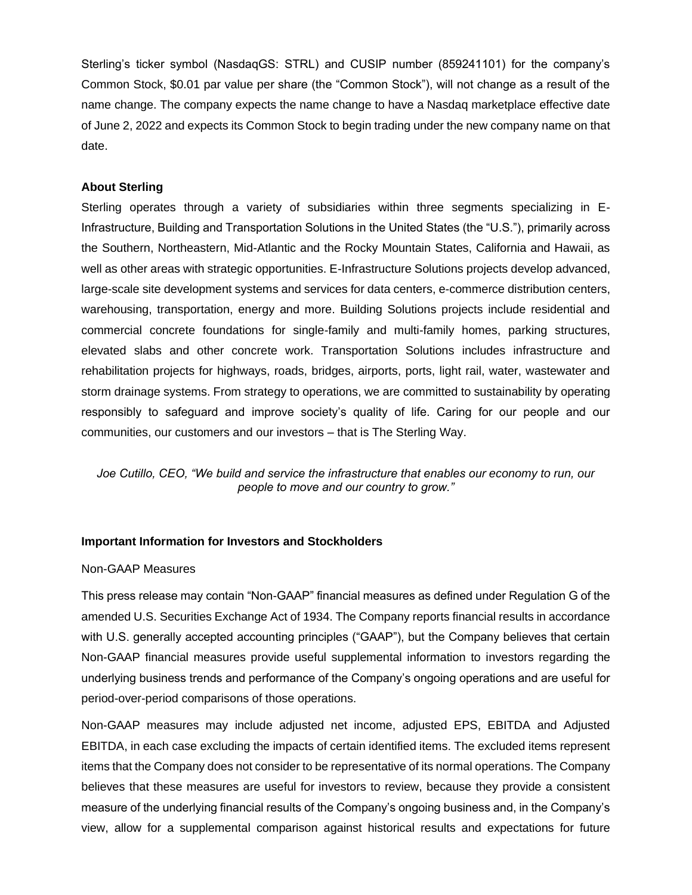Sterling's ticker symbol (NasdaqGS: STRL) and CUSIP number (859241101) for the company's Common Stock, $0.01 par value per share (the "Common Stock"), will not change as a result of the name change. The company expects the name change to have a Nasdaq marketplace effective date of June 2, 2022 and expects its Common Stock to begin trading under the new company name on that date.

**About Sterling**

Sterling operates through a variety of subsidiaries within three segments specializing in E-Infrastructure, Building and Transportation Solutions in the United States (the "U.S."), primarily across the Southern, Northeastern, Mid-Atlantic and the Rocky Mountain States, California and Hawaii, as well as other areas with strategic opportunities. E-Infrastructure Solutions projects develop advanced, large-scale site development systems and services for data centers, e-commerce distribution centers, warehousing, transportation, energy and more. Building Solutions projects include residential and commercial concrete foundations for single-family and multi-family homes, parking structures, elevated slabs and other concrete work. Transportation Solutions includes infrastructure and rehabilitation projects for highways, roads, bridges, airports, ports, light rail, water, wastewater and storm drainage systems. From strategy to operations, we are committed to sustainability by operating responsibly to safeguard and improve society's quality of life. Caring for our people and our communities, our customers and our investors – that is The Sterling Way.

*Joe Cutillo, CEO, "We build and service the infrastructure that enables our economy to run, our people to move and our country to grow."*

**Important Information for Investors and Stockholders**

Non-GAAP Measures

This press release may contain "Non-GAAP" financial measures as defined under Regulation G of the amended U.S. Securities Exchange Act of 1934. The Company reports financial results in accordance with U.S. generally accepted accounting principles ("GAAP"), but the Company believes that certain Non-GAAP financial measures provide useful supplemental information to investors regarding the underlying business trends and performance of the Company's ongoing operations and are useful for period-over-period comparisons of those operations.

Non-GAAP measures may include adjusted net income, adjusted EPS, EBITDA and Adjusted EBITDA, in each case excluding the impacts of certain identified items. The excluded items represent items that the Company does not consider to be representative of its normal operations. The Company believes that these measures are useful for investors to review, because they provide a consistent measure of the underlying financial results of the Company's ongoing business and, in the Company's view, allow for a supplemental comparison against historical results and expectations for future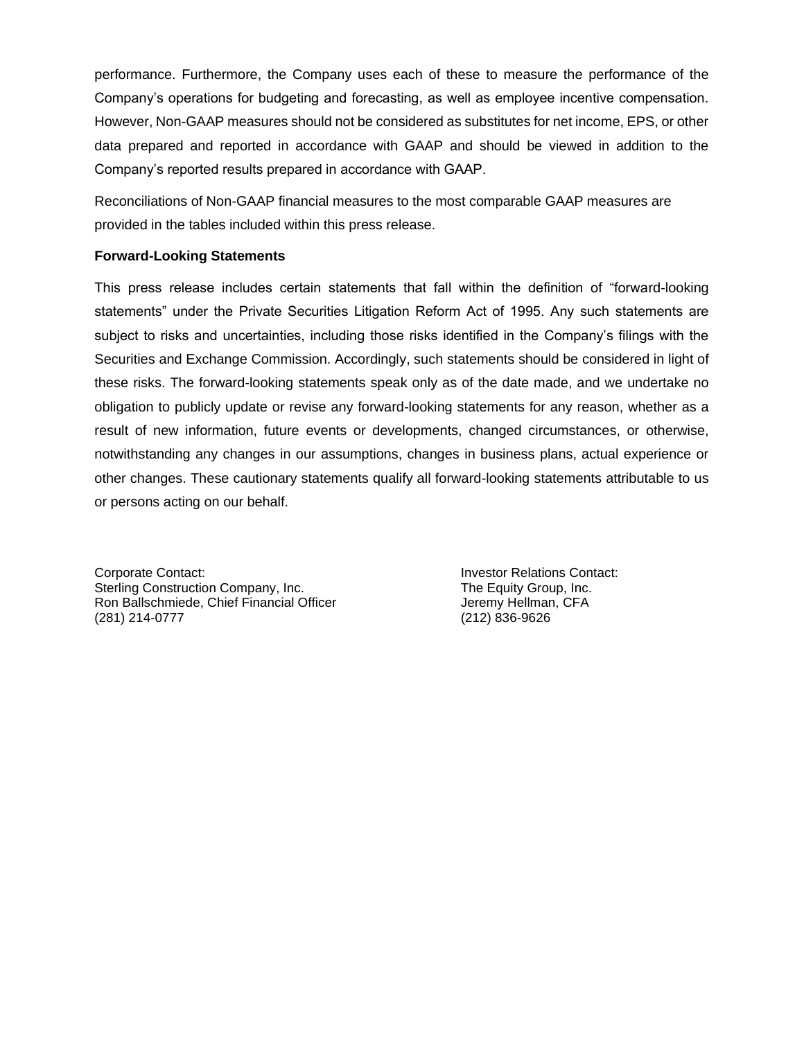performance. Furthermore, the Company uses each of these to measure the performance of the Company's operations for budgeting and forecasting, as well as employee incentive compensation. However, Non-GAAP measures should not be considered as substitutes for net income, EPS, or other data prepared and reported in accordance with GAAP and should be viewed in addition to the Company's reported results prepared in accordance with GAAP.

Reconciliations of Non-GAAP financial measures to the most comparable GAAP measures are provided in the tables included within this press release.

**Forward-Looking Statements**

This press release includes certain statements that fall within the definition of "forward-looking statements" under the Private Securities Litigation Reform Act of 1995. Any such statements are subject to risks and uncertainties, including those risks identified in the Company's filings with the Securities and Exchange Commission. Accordingly, such statements should be considered in light of these risks. The forward-looking statements speak only as of the date made, and we undertake no obligation to publicly update or revise any forward-looking statements for any reason, whether as a result of new information, future events or developments, changed circumstances, or otherwise, notwithstanding any changes in our assumptions, changes in business plans, actual experience or other changes. These cautionary statements qualify all forward-looking statements attributable to us or persons acting on our behalf.

Corporate Contact:
Sterling Construction Company, Inc.
Ron Ballschmiede, Chief Financial Officer
(281) 214-0777

Investor Relations Contact:
The Equity Group, Inc.
Jeremy Hellman, CFA
(212) 836-9626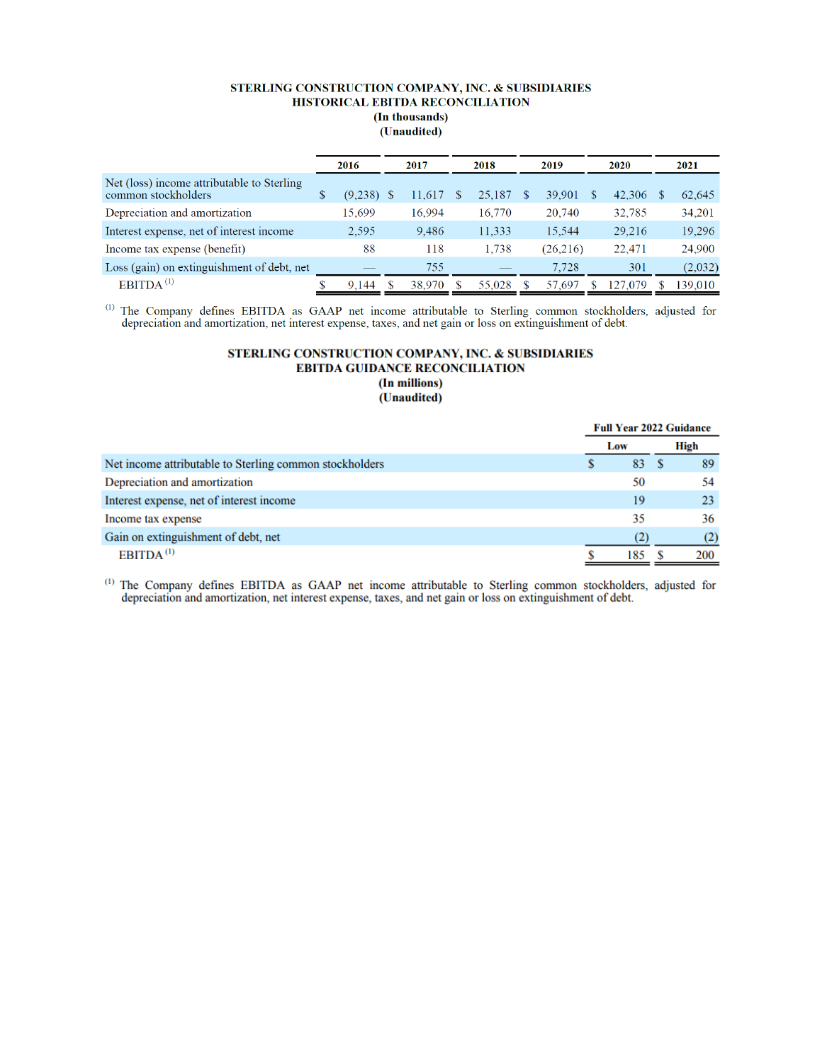**STERLING CONSTRUCTION COMPANY, INC. & SUBSIDIARIES**
**HISTORICAL EBITDA RECONCILIATION**
**(In thousands)**
**(Unaudited)**

| | 2016 | 2017 | 2018 | 2019 | 2020 | 2021 |
|---|---|---|---|---|---|---|
| Net (loss) income attributable to Sterling common stockholders | $ (9,238) | $ 11,617 | $ 25,187 | $ 39,901 | $ 42,306 | $ 62,645 |
| Depreciation and amortization | 15,699 | 16,994 | 16,770 | 20,740 | 32,785 | 34,201 |
| Interest expense, net of interest income | 2,595 | 9,486 | 11,333 | 15,544 | 29,216 | 19,296 |
| Income tax expense (benefit) | 88 | 118 | 1,738 | (26,216) | 22,471 | 24,900 |
| Loss (gain) on extinguishment of debt, net | — | 755 | — | 7,728 | 301 | (2,032) |
| EBITDA [(1)] | $ 9,144 | $ 38,970 | $ 55,028 | $ 57,697 | $ 127,079 | $ 139,010 |

[(1)] The Company defines EBITDA as GAAP net income attributable to Sterling common stockholders, adjusted for depreciation and amortization, net interest expense, taxes, and net gain or loss on extinguishment of debt.

**STERLING CONSTRUCTION COMPANY, INC. & SUBSIDIARIES**
**EBITDA GUIDANCE RECONCILIATION**
**(In millions)**
**(Unaudited)**

| | Full Year 2022 Guidance | |
|---|---|---|
| | Low | High |
| Net income attributable to Sterling common stockholders | $ 83 | $ 89 |
| Depreciation and amortization | 50 | 54 |
| Interest expense, net of interest income | 19 | 23 |
| Income tax expense | 35 | 36 |
| Gain on extinguishment of debt, net | (2) | (2) |
| EBITDA [(1)] | $ 185 | $ 200 |

[(1)] The Company defines EBITDA as GAAP net income attributable to Sterling common stockholders, adjusted for depreciation and amortization, net interest expense, taxes, and net gain or loss on extinguishment of debt.